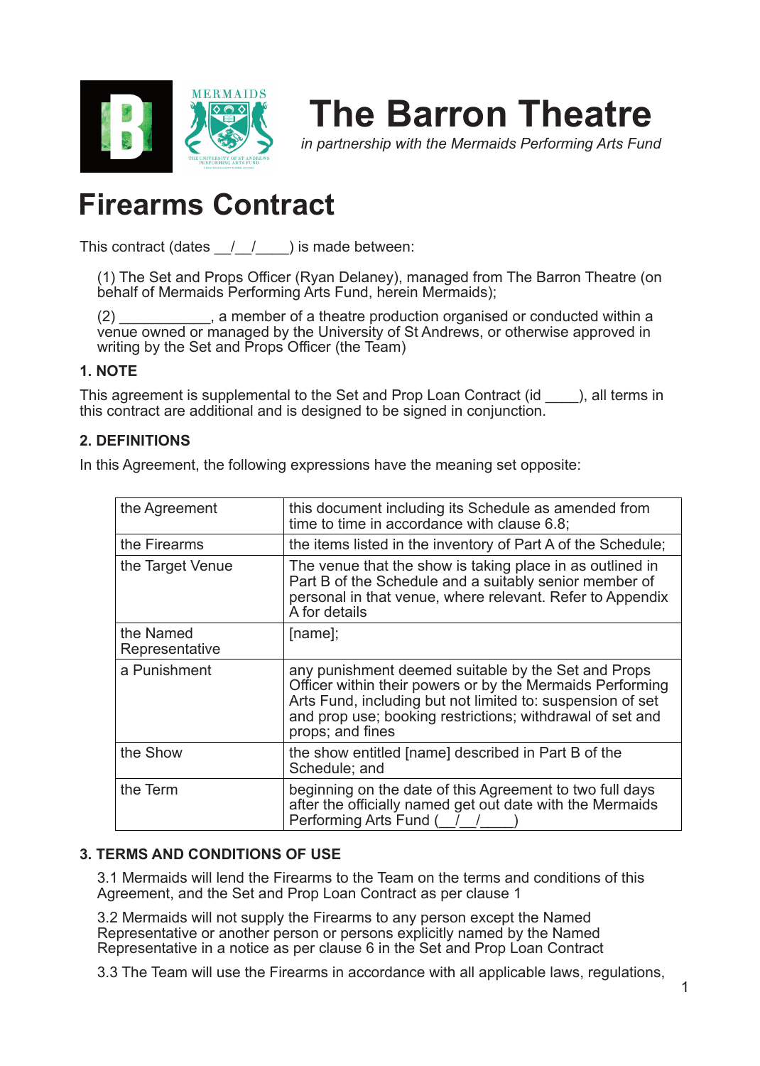# The Barron Theatre

*in partnership with the Mermaids Performing Arts Fund*

# Firearms Contract

This contract (dates __/__/____) is made between:

(1) The Set and Props Officer (Ryan Delaney), managed from The Barron Theatre (on behalf of Mermaids Performing Arts Fund, herein Mermaids);

(2) ___________, a member of a theatre production organised or conducted within a venue owned or managed by the University of St Andrews, or otherwise approved in writing by the Set and Props Officer (the Team)

### 1. NOTE

This agreement is supplemental to the Set and Prop Loan Contract (id ____), all terms in this contract are additional and is designed to be signed in conjunction.

### 2. DEFINITIONS

In this Agreement, the following expressions have the meaning set opposite:

| | |
|---|---|
| the Agreement | this document including its Schedule as amended from time to time in accordance with clause 6.8; |
| the Firearms | the items listed in the inventory of Part A of the Schedule; |
| the Target Venue | The venue that the show is taking place in as outlined in Part B of the Schedule and a suitably senior member of personal in that venue, where relevant. Refer to Appendix A for details |
| the Named Representative | [name]; |
| a Punishment | any punishment deemed suitable by the Set and Props Officer within their powers or by the Mermaids Performing Arts Fund, including but not limited to: suspension of set and prop use; booking restrictions; withdrawal of set and props; and fines |
| the Show | the show entitled [name] described in Part B of the Schedule; and |
| the Term | beginning on the date of this Agreement to two full days after the officially named get out date with the Mermaids Performing Arts Fund (__/__/____) |

### 3. TERMS AND CONDITIONS OF USE

3.1 Mermaids will lend the Firearms to the Team on the terms and conditions of this Agreement, and the Set and Prop Loan Contract as per clause 1

3.2 Mermaids will not supply the Firearms to any person except the Named Representative or another person or persons explicitly named by the Named Representative in a notice as per clause 6 in the Set and Prop Loan Contract

3.3 The Team will use the Firearms in accordance with all applicable laws, regulations,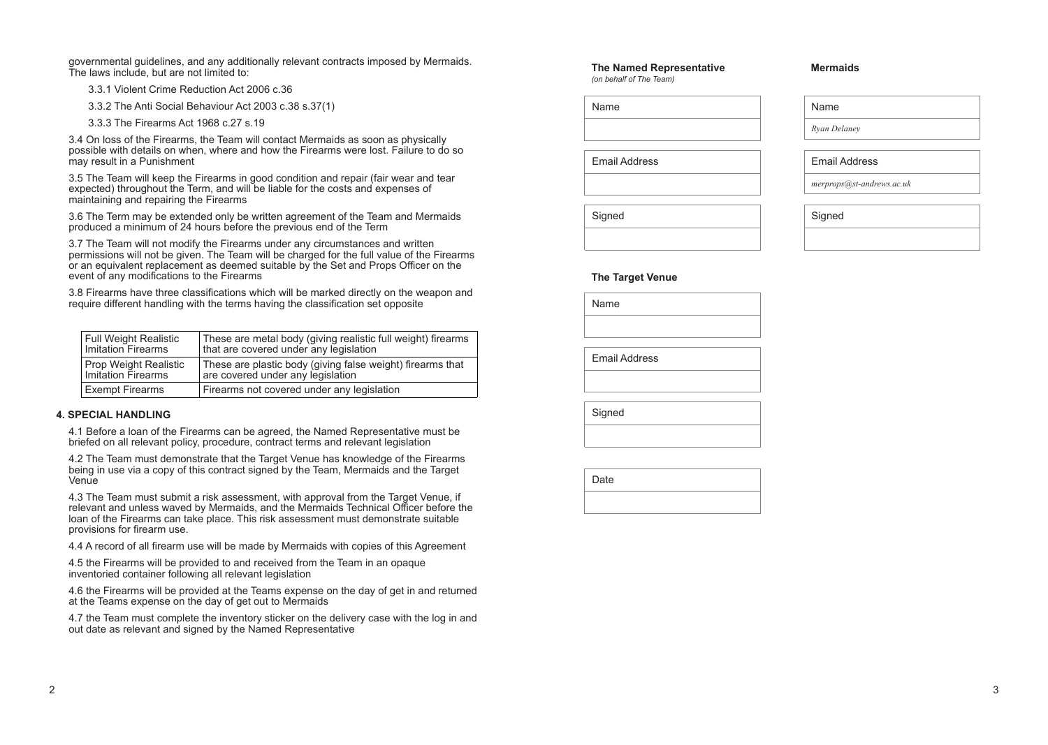governmental guidelines, and any additionally relevant contracts imposed by Mermaids. The laws include, but are not limited to:

3.3.1 Violent Crime Reduction Act 2006 c.36

3.3.2 The Anti Social Behaviour Act 2003 c.38 s.37(1)

3.3.3 The Firearms Act 1968 c.27 s.19

3.4 On loss of the Firearms, the Team will contact Mermaids as soon as physically possible with details on when, where and how the Firearms were lost. Failure to do so may result in a Punishment

3.5 The Team will keep the Firearms in good condition and repair (fair wear and tear expected) throughout the Term, and will be liable for the costs and expenses of maintaining and repairing the Firearms

3.6 The Term may be extended only be written agreement of the Team and Mermaids produced a minimum of 24 hours before the previous end of the Term

3.7 The Team will not modify the Firearms under any circumstances and written permissions will not be given. The Team will be charged for the full value of the Firearms or an equivalent replacement as deemed suitable by the Set and Props Officer on the event of any modifications to the Firearms

3.8 Firearms have three classifications which will be marked directly on the weapon and require different handling with the terms having the classification set opposite

| Classification | Description |
| --- | --- |
| Full Weight Realistic Imitation Firearms | These are metal body (giving realistic full weight) firearms that are covered under any legislation |
| Prop Weight Realistic Imitation Firearms | These are plastic body (giving false weight) firearms that are covered under any legislation |
| Exempt Firearms | Firearms not covered under any legislation |

## 4. SPECIAL HANDLING

4.1 Before a loan of the Firearms can be agreed, the Named Representative must be briefed on all relevant policy, procedure, contract terms and relevant legislation

4.2 The Team must demonstrate that the Target Venue has knowledge of the Firearms being in use via a copy of this contract signed by the Team, Mermaids and the Target Venue

4.3 The Team must submit a risk assessment, with approval from the Target Venue, if relevant and unless waved by Mermaids, and the Mermaids Technical Officer before the loan of the Firearms can take place. This risk assessment must demonstrate suitable provisions for firearm use.

4.4 A record of all firearm use will be made by Mermaids with copies of this Agreement

4.5 the Firearms will be provided to and received from the Team in an opaque inventoried container following all relevant legislation

4.6 the Firearms will be provided at the Teams expense on the day of get in and returned at the Teams expense on the day of get out to Mermaids

4.7 the Team must complete the inventory sticker on the delivery case with the log in and out date as relevant and signed by the Named Representative

**The Named Representative**
*(on behalf of The Team)*

| Name |
| --- |
| |

| Email Address |
| --- |
| |

| Signed |
| --- |
| |

**Mermaids**

| Name |
| --- |
| *Ryan Delaney* |

| Email Address |
| --- |
| *merprops@st-andrews.ac.uk* |

| Signed |
| --- |
| |

**The Target Venue**

| Name |
| --- |
| |

| Email Address |
| --- |
| |

| Signed |
| --- |
| |

| Date |
| --- |
| |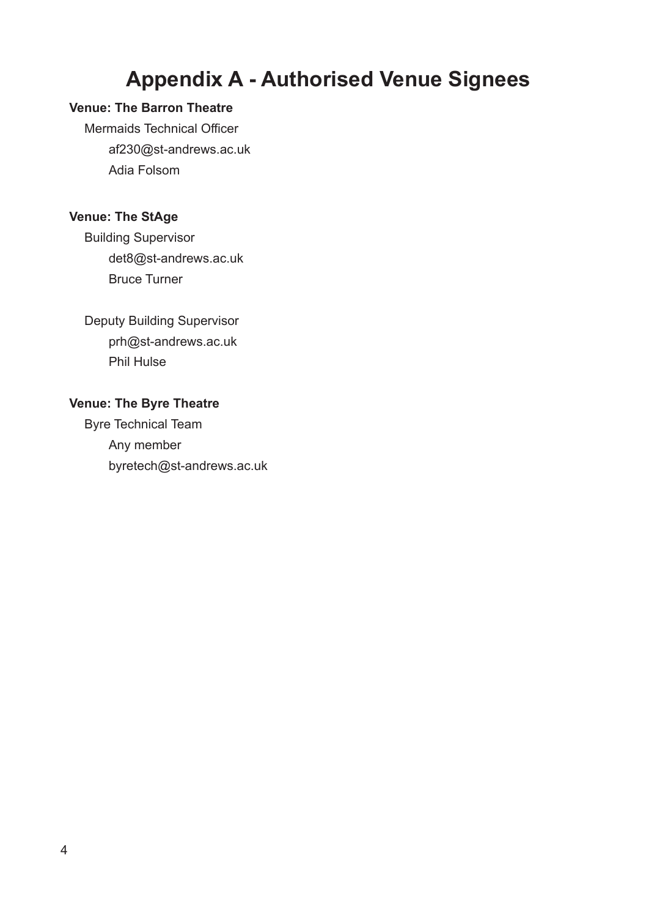# Appendix A - Authorised Venue Signees

**Venue: The Barron Theatre**

Mermaids Technical Officer

af230@st-andrews.ac.uk

Adia Folsom

**Venue: The StAge**

Building Supervisor

det8@st-andrews.ac.uk

Bruce Turner

Deputy Building Supervisor

prh@st-andrews.ac.uk

Phil Hulse

**Venue: The Byre Theatre**

Byre Technical Team

Any member

byretech@st-andrews.ac.uk